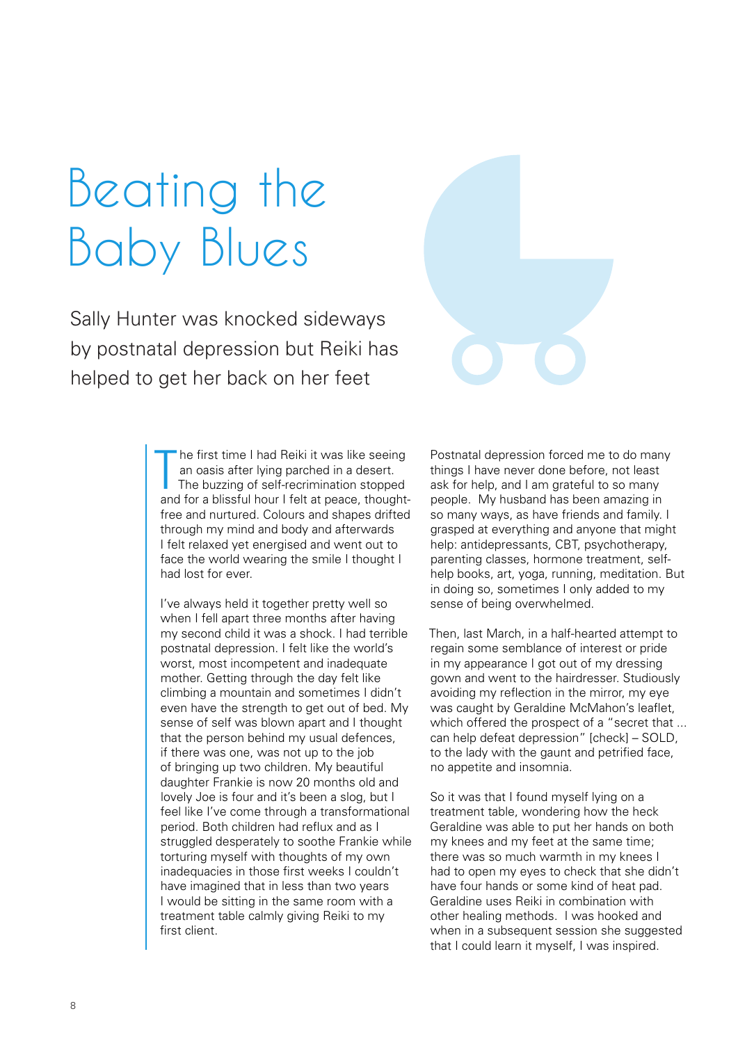# Beating the Baby Blues

Sally Hunter was knocked sideways by postnatal depression but Reiki has helped to get her back on her feet

The first time I had Reiki it was like seeing an oasis after lying parched in a desert. The buzzing of self-recrimination stopped and for a blissful hour I felt at peace, thought-free and nurtured. Colours and shapes drifted through my mind and body and afterwards I felt relaxed yet energised and went out to face the world wearing the smile I thought I had lost for ever.

I've always held it together pretty well so when I fell apart three months after having my second child it was a shock. I had terrible postnatal depression. I felt like the world's worst, most incompetent and inadequate mother. Getting through the day felt like climbing a mountain and sometimes I didn't even have the strength to get out of bed. My sense of self was blown apart and I thought that the person behind my usual defences, if there was one, was not up to the job of bringing up two children. My beautiful daughter Frankie is now 20 months old and lovely Joe is four and it's been a slog, but I feel like I've come through a transformational period. Both children had reflux and as I struggled desperately to soothe Frankie while torturing myself with thoughts of my own inadequacies in those first weeks I couldn't have imagined that in less than two years I would be sitting in the same room with a treatment table calmly giving Reiki to my first client.

Postnatal depression forced me to do many things I have never done before, not least ask for help, and I am grateful to so many people. My husband has been amazing in so many ways, as have friends and family. I grasped at everything and anyone that might help: antidepressants, CBT, psychotherapy, parenting classes, hormone treatment, self-help books, art, yoga, running, meditation. But in doing so, sometimes I only added to my sense of being overwhelmed.

Then, last March, in a half-hearted attempt to regain some semblance of interest or pride in my appearance I got out of my dressing gown and went to the hairdresser. Studiously avoiding my reflection in the mirror, my eye was caught by Geraldine McMahon's leaflet, which offered the prospect of a "secret that ... can help defeat depression" [check] – SOLD, to the lady with the gaunt and petrified face, no appetite and insomnia.

So it was that I found myself lying on a treatment table, wondering how the heck Geraldine was able to put her hands on both my knees and my feet at the same time; there was so much warmth in my knees I had to open my eyes to check that she didn't have four hands or some kind of heat pad. Geraldine uses Reiki in combination with other healing methods. I was hooked and when in a subsequent session she suggested that I could learn it myself, I was inspired.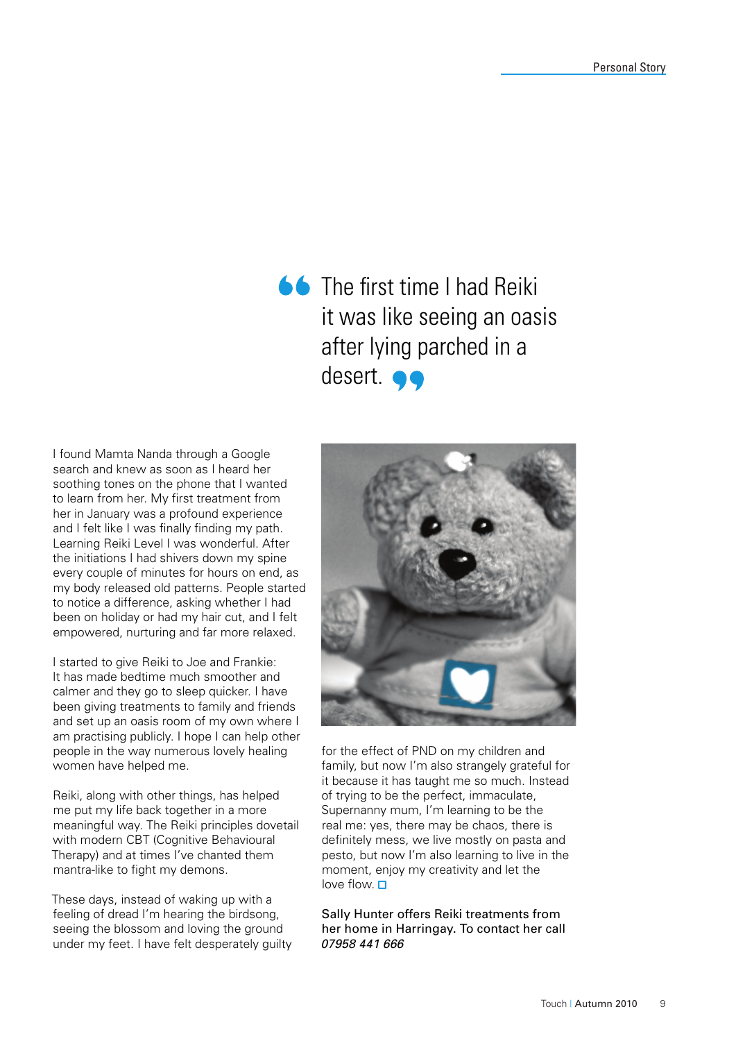> The first time I had Reiki it was like seeing an oasis after lying parched in a desert.

I found Mamta Nanda through a Google search and knew as soon as I heard her soothing tones on the phone that I wanted to learn from her. My first treatment from her in January was a profound experience and I felt like I was finally finding my path. Learning Reiki Level I was wonderful. After the initiations I had shivers down my spine every couple of minutes for hours on end, as my body released old patterns. People started to notice a difference, asking whether I had been on holiday or had my hair cut, and I felt empowered, nurturing and far more relaxed.

I started to give Reiki to Joe and Frankie: It has made bedtime much smoother and calmer and they go to sleep quicker. I have been giving treatments to family and friends and set up an oasis room of my own where I am practising publicly. I hope I can help other people in the way numerous lovely healing women have helped me.

Reiki, along with other things, has helped me put my life back together in a more meaningful way. The Reiki principles dovetail with modern CBT (Cognitive Behavioural Therapy) and at times I've chanted them mantra-like to fight my demons.

These days, instead of waking up with a feeling of dread I'm hearing the birdsong, seeing the blossom and loving the ground under my feet. I have felt desperately guilty for the effect of PND on my children and family, but now I'm also strangely grateful for it because it has taught me so much. Instead of trying to be the perfect, immaculate, Supernanny mum, I'm learning to be the real me: yes, there may be chaos, there is definitely mess, we live mostly on pasta and pesto, but now I'm also learning to live in the moment, enjoy my creativity and let the love flow. □

Sally Hunter offers Reiki treatments from her home in Harringay. To contact her call *07958 441 666*